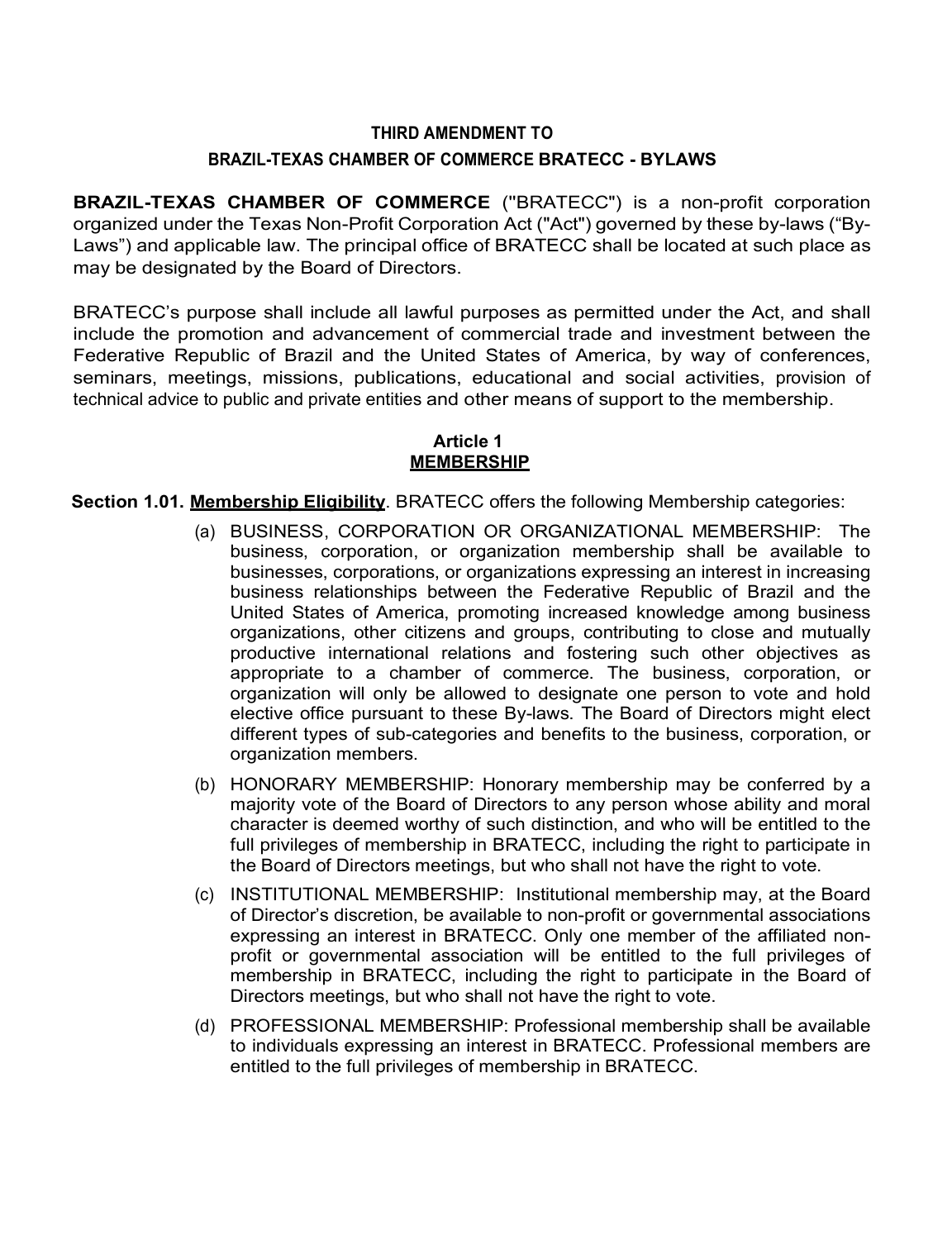**THIRD AMENDMENT TO**

**BRAZIL-TEXAS CHAMBER OF COMMERCE BRATECC - BYLAWS**

**BRAZIL-TEXAS CHAMBER OF COMMERCE** ("BRATECC") is a non-profit corporation organized under the Texas Non-Profit Corporation Act ("Act") governed by these by-laws ("By-Laws") and applicable law. The principal office of BRATECC shall be located at such place as may be designated by the Board of Directors.

BRATECC's purpose shall include all lawful purposes as permitted under the Act, and shall include the promotion and advancement of commercial trade and investment between the Federative Republic of Brazil and the United States of America, by way of conferences, seminars, meetings, missions, publications, educational and social activities, provision of technical advice to public and private entities and other means of support to the membership.

## Article 1
## MEMBERSHIP

**Section 1.01. Membership Eligibility**. BRATECC offers the following Membership categories:

(a) BUSINESS, CORPORATION OR ORGANIZATIONAL MEMBERSHIP: The business, corporation, or organization membership shall be available to businesses, corporations, or organizations expressing an interest in increasing business relationships between the Federative Republic of Brazil and the United States of America, promoting increased knowledge among business organizations, other citizens and groups, contributing to close and mutually productive international relations and fostering such other objectives as appropriate to a chamber of commerce. The business, corporation, or organization will only be allowed to designate one person to vote and hold elective office pursuant to these By-laws. The Board of Directors might elect different types of sub-categories and benefits to the business, corporation, or organization members.

(b) HONORARY MEMBERSHIP: Honorary membership may be conferred by a majority vote of the Board of Directors to any person whose ability and moral character is deemed worthy of such distinction, and who will be entitled to the full privileges of membership in BRATECC, including the right to participate in the Board of Directors meetings, but who shall not have the right to vote.

(c) INSTITUTIONAL MEMBERSHIP: Institutional membership may, at the Board of Director's discretion, be available to non-profit or governmental associations expressing an interest in BRATECC. Only one member of the affiliated non-profit or governmental association will be entitled to the full privileges of membership in BRATECC, including the right to participate in the Board of Directors meetings, but who shall not have the right to vote.

(d) PROFESSIONAL MEMBERSHIP: Professional membership shall be available to individuals expressing an interest in BRATECC. Professional members are entitled to the full privileges of membership in BRATECC.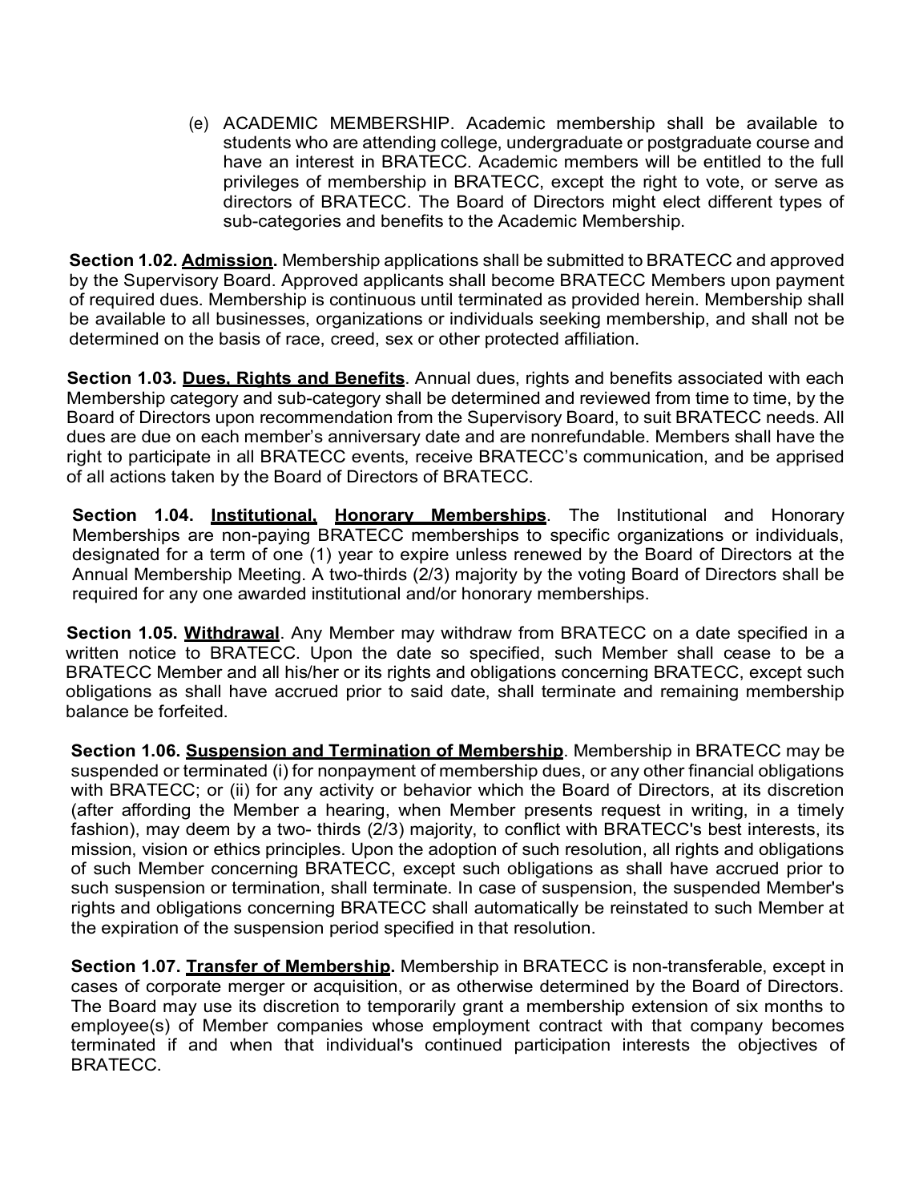(e) ACADEMIC MEMBERSHIP. Academic membership shall be available to students who are attending college, undergraduate or postgraduate course and have an interest in BRATECC. Academic members will be entitled to the full privileges of membership in BRATECC, except the right to vote, or serve as directors of BRATECC. The Board of Directors might elect different types of sub-categories and benefits to the Academic Membership.

**Section 1.02. <u>Admission</u>.** Membership applications shall be submitted to BRATECC and approved by the Supervisory Board. Approved applicants shall become BRATECC Members upon payment of required dues. Membership is continuous until terminated as provided herein. Membership shall be available to all businesses, organizations or individuals seeking membership, and shall not be determined on the basis of race, creed, sex or other protected affiliation.

**Section 1.03. <u>Dues, Rights and Benefits</u>**. Annual dues, rights and benefits associated with each Membership category and sub-category shall be determined and reviewed from time to time, by the Board of Directors upon recommendation from the Supervisory Board, to suit BRATECC needs. All dues are due on each member's anniversary date and are nonrefundable. Members shall have the right to participate in all BRATECC events, receive BRATECC's communication, and be apprised of all actions taken by the Board of Directors of BRATECC.

**Section 1.04. <u>Institutional, Honorary Memberships</u>**. The Institutional and Honorary Memberships are non-paying BRATECC memberships to specific organizations or individuals, designated for a term of one (1) year to expire unless renewed by the Board of Directors at the Annual Membership Meeting. A two-thirds (2/3) majority by the voting Board of Directors shall be required for any one awarded institutional and/or honorary memberships.

**Section 1.05. <u>Withdrawal</u>**. Any Member may withdraw from BRATECC on a date specified in a written notice to BRATECC. Upon the date so specified, such Member shall cease to be a BRATECC Member and all his/her or its rights and obligations concerning BRATECC, except such obligations as shall have accrued prior to said date, shall terminate and remaining membership balance be forfeited.

**Section 1.06. <u>Suspension and Termination of Membership</u>**. Membership in BRATECC may be suspended or terminated (i) for nonpayment of membership dues, or any other financial obligations with BRATECC; or (ii) for any activity or behavior which the Board of Directors, at its discretion (after affording the Member a hearing, when Member presents request in writing, in a timely fashion), may deem by a two- thirds (2/3) majority, to conflict with BRATECC's best interests, its mission, vision or ethics principles. Upon the adoption of such resolution, all rights and obligations of such Member concerning BRATECC, except such obligations as shall have accrued prior to such suspension or termination, shall terminate. In case of suspension, the suspended Member's rights and obligations concerning BRATECC shall automatically be reinstated to such Member at the expiration of the suspension period specified in that resolution.

**Section 1.07. <u>Transfer of Membership</u>.** Membership in BRATECC is non-transferable, except in cases of corporate merger or acquisition, or as otherwise determined by the Board of Directors. The Board may use its discretion to temporarily grant a membership extension of six months to employee(s) of Member companies whose employment contract with that company becomes terminated if and when that individual's continued participation interests the objectives of BRATECC.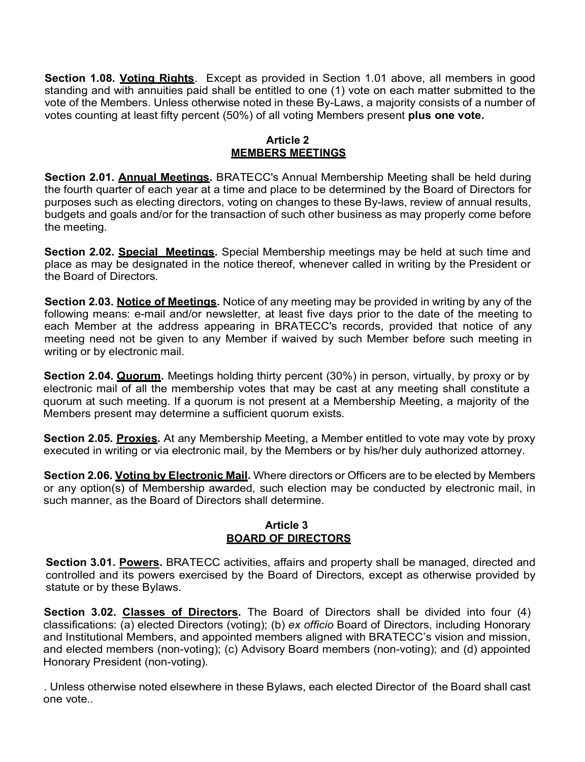**Section 1.08. Voting Rights**. Except as provided in Section 1.01 above, all members in good standing and with annuities paid shall be entitled to one (1) vote on each matter submitted to the vote of the Members. Unless otherwise noted in these By-Laws, a majority consists of a number of votes counting at least fifty percent (50%) of all voting Members present **plus one vote.**

## Article 2
## MEMBERS MEETINGS

**Section 2.01. Annual Meetings.** BRATECC's Annual Membership Meeting shall be held during the fourth quarter of each year at a time and place to be determined by the Board of Directors for purposes such as electing directors, voting on changes to these By-laws, review of annual results, budgets and goals and/or for the transaction of such other business as may properly come before the meeting.

**Section 2.02. Special Meetings.** Special Membership meetings may be held at such time and place as may be designated in the notice thereof, whenever called in writing by the President or the Board of Directors.

**Section 2.03. Notice of Meetings.** Notice of any meeting may be provided in writing by any of the following means: e-mail and/or newsletter, at least five days prior to the date of the meeting to each Member at the address appearing in BRATECC's records, provided that notice of any meeting need not be given to any Member if waived by such Member before such meeting in writing or by electronic mail.

**Section 2.04. Quorum.** Meetings holding thirty percent (30%) in person, virtually, by proxy or by electronic mail of all the membership votes that may be cast at any meeting shall constitute a quorum at such meeting. If a quorum is not present at a Membership Meeting, a majority of the Members present may determine a sufficient quorum exists.

**Section 2.05. Proxies.** At any Membership Meeting, a Member entitled to vote may vote by proxy executed in writing or via electronic mail, by the Members or by his/her duly authorized attorney.

**Section 2.06. Voting by Electronic Mail.** Where directors or Officers are to be elected by Members or any option(s) of Membership awarded, such election may be conducted by electronic mail, in such manner, as the Board of Directors shall determine.

## Article 3
## BOARD OF DIRECTORS

**Section 3.01. Powers.** BRATECC activities, affairs and property shall be managed, directed and controlled and its powers exercised by the Board of Directors, except as otherwise provided by statute or by these Bylaws.

**Section 3.02. Classes of Directors.** The Board of Directors shall be divided into four (4) classifications: (a) elected Directors (voting); (b) *ex officio* Board of Directors, including Honorary and Institutional Members, and appointed members aligned with BRATECC's vision and mission, and elected members (non-voting); (c) Advisory Board members (non-voting); and (d) appointed Honorary President (non-voting).

. Unless otherwise noted elsewhere in these Bylaws, each elected Director of the Board shall cast one vote..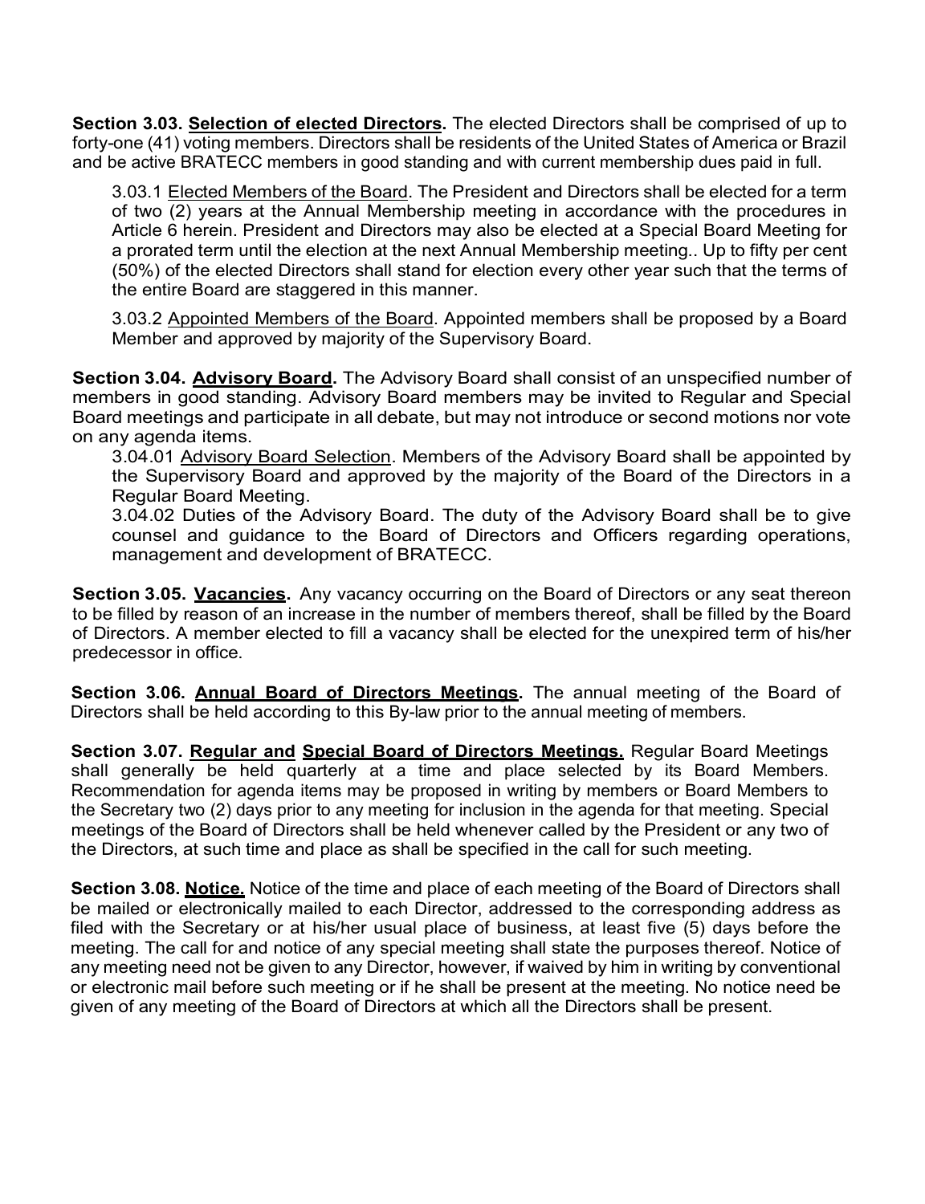**Section 3.03. Selection of elected Directors.** The elected Directors shall be comprised of up to forty-one (41) voting members. Directors shall be residents of the United States of America or Brazil and be active BRATECC members in good standing and with current membership dues paid in full.

3.03.1 Elected Members of the Board. The President and Directors shall be elected for a term of two (2) years at the Annual Membership meeting in accordance with the procedures in Article 6 herein. President and Directors may also be elected at a Special Board Meeting for a prorated term until the election at the next Annual Membership meeting.. Up to fifty per cent (50%) of the elected Directors shall stand for election every other year such that the terms of the entire Board are staggered in this manner.

3.03.2 Appointed Members of the Board. Appointed members shall be proposed by a Board Member and approved by majority of the Supervisory Board.

**Section 3.04. Advisory Board.** The Advisory Board shall consist of an unspecified number of members in good standing. Advisory Board members may be invited to Regular and Special Board meetings and participate in all debate, but may not introduce or second motions nor vote on any agenda items.

3.04.01 Advisory Board Selection. Members of the Advisory Board shall be appointed by the Supervisory Board and approved by the majority of the Board of the Directors in a Regular Board Meeting.

3.04.02 Duties of the Advisory Board. The duty of the Advisory Board shall be to give counsel and guidance to the Board of Directors and Officers regarding operations, management and development of BRATECC.

**Section 3.05. Vacancies.** Any vacancy occurring on the Board of Directors or any seat thereon to be filled by reason of an increase in the number of members thereof, shall be filled by the Board of Directors. A member elected to fill a vacancy shall be elected for the unexpired term of his/her predecessor in office.

**Section 3.06. Annual Board of Directors Meetings.** The annual meeting of the Board of Directors shall be held according to this By-law prior to the annual meeting of members.

**Section 3.07. Regular and Special Board of Directors Meetings.** Regular Board Meetings shall generally be held quarterly at a time and place selected by its Board Members. Recommendation for agenda items may be proposed in writing by members or Board Members to the Secretary two (2) days prior to any meeting for inclusion in the agenda for that meeting. Special meetings of the Board of Directors shall be held whenever called by the President or any two of the Directors, at such time and place as shall be specified in the call for such meeting.

**Section 3.08. Notice.** Notice of the time and place of each meeting of the Board of Directors shall be mailed or electronically mailed to each Director, addressed to the corresponding address as filed with the Secretary or at his/her usual place of business, at least five (5) days before the meeting. The call for and notice of any special meeting shall state the purposes thereof. Notice of any meeting need not be given to any Director, however, if waived by him in writing by conventional or electronic mail before such meeting or if he shall be present at the meeting. No notice need be given of any meeting of the Board of Directors at which all the Directors shall be present.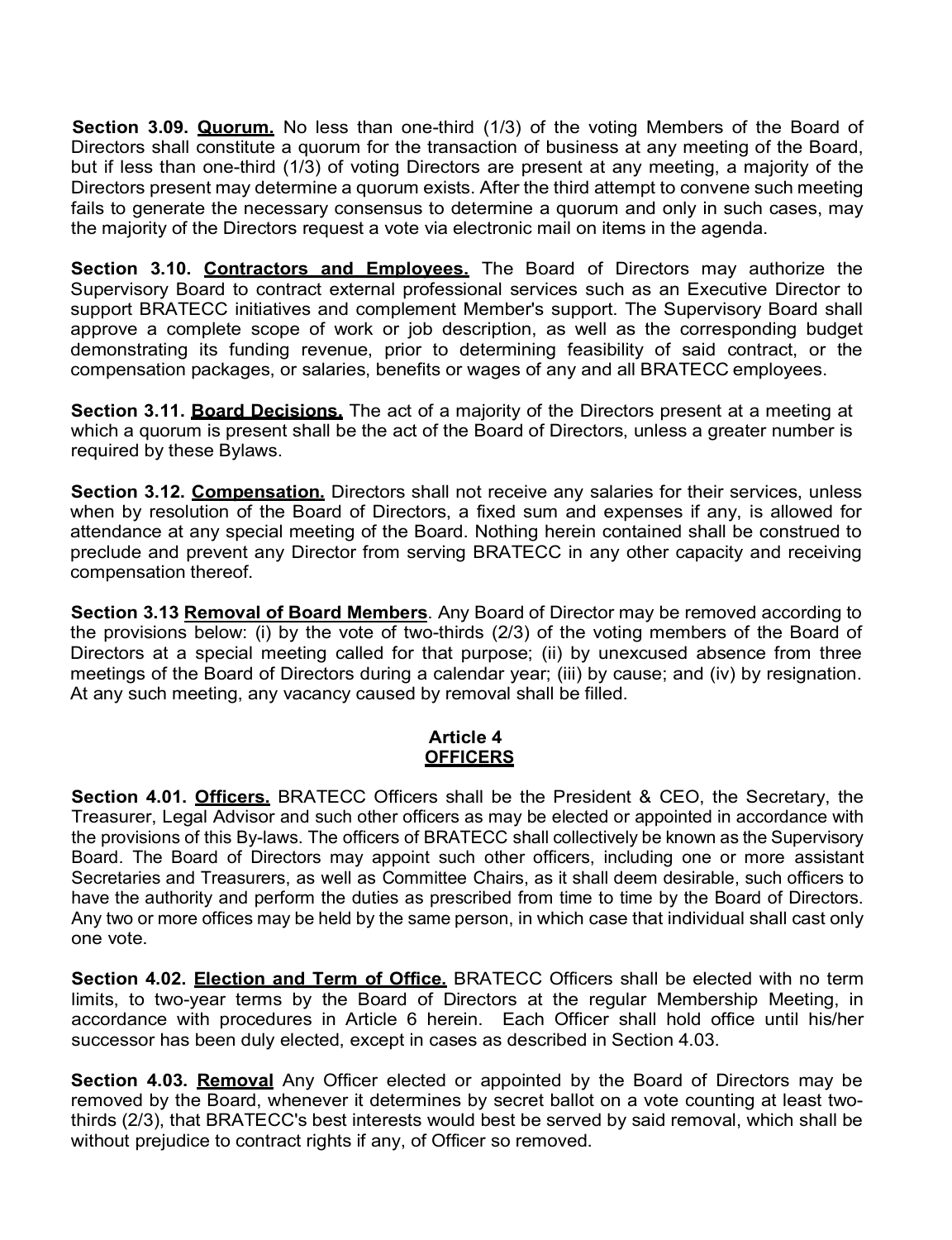**Section 3.09. Quorum.** No less than one-third (1/3) of the voting Members of the Board of Directors shall constitute a quorum for the transaction of business at any meeting of the Board, but if less than one-third (1/3) of voting Directors are present at any meeting, a majority of the Directors present may determine a quorum exists. After the third attempt to convene such meeting fails to generate the necessary consensus to determine a quorum and only in such cases, may the majority of the Directors request a vote via electronic mail on items in the agenda.

**Section 3.10. Contractors and Employees.** The Board of Directors may authorize the Supervisory Board to contract external professional services such as an Executive Director to support BRATECC initiatives and complement Member's support. The Supervisory Board shall approve a complete scope of work or job description, as well as the corresponding budget demonstrating its funding revenue, prior to determining feasibility of said contract, or the compensation packages, or salaries, benefits or wages of any and all BRATECC employees.

**Section 3.11. Board Decisions.** The act of a majority of the Directors present at a meeting at which a quorum is present shall be the act of the Board of Directors, unless a greater number is required by these Bylaws.

**Section 3.12. Compensation.** Directors shall not receive any salaries for their services, unless when by resolution of the Board of Directors, a fixed sum and expenses if any, is allowed for attendance at any special meeting of the Board. Nothing herein contained shall be construed to preclude and prevent any Director from serving BRATECC in any other capacity and receiving compensation thereof.

**Section 3.13 Removal of Board Members**. Any Board of Director may be removed according to the provisions below: (i) by the vote of two-thirds (2/3) of the voting members of the Board of Directors at a special meeting called for that purpose; (ii) by unexcused absence from three meetings of the Board of Directors during a calendar year; (iii) by cause; and (iv) by resignation. At any such meeting, any vacancy caused by removal shall be filled.

## Article 4
## OFFICERS

**Section 4.01. Officers.** BRATECC Officers shall be the President & CEO, the Secretary, the Treasurer, Legal Advisor and such other officers as may be elected or appointed in accordance with the provisions of this By-laws. The officers of BRATECC shall collectively be known as the Supervisory Board. The Board of Directors may appoint such other officers, including one or more assistant Secretaries and Treasurers, as well as Committee Chairs, as it shall deem desirable, such officers to have the authority and perform the duties as prescribed from time to time by the Board of Directors. Any two or more offices may be held by the same person, in which case that individual shall cast only one vote.

**Section 4.02. Election and Term of Office.** BRATECC Officers shall be elected with no term limits, to two-year terms by the Board of Directors at the regular Membership Meeting, in accordance with procedures in Article 6 herein. Each Officer shall hold office until his/her successor has been duly elected, except in cases as described in Section 4.03.

**Section 4.03. Removal** Any Officer elected or appointed by the Board of Directors may be removed by the Board, whenever it determines by secret ballot on a vote counting at least two-thirds (2/3), that BRATECC's best interests would best be served by said removal, which shall be without prejudice to contract rights if any, of Officer so removed.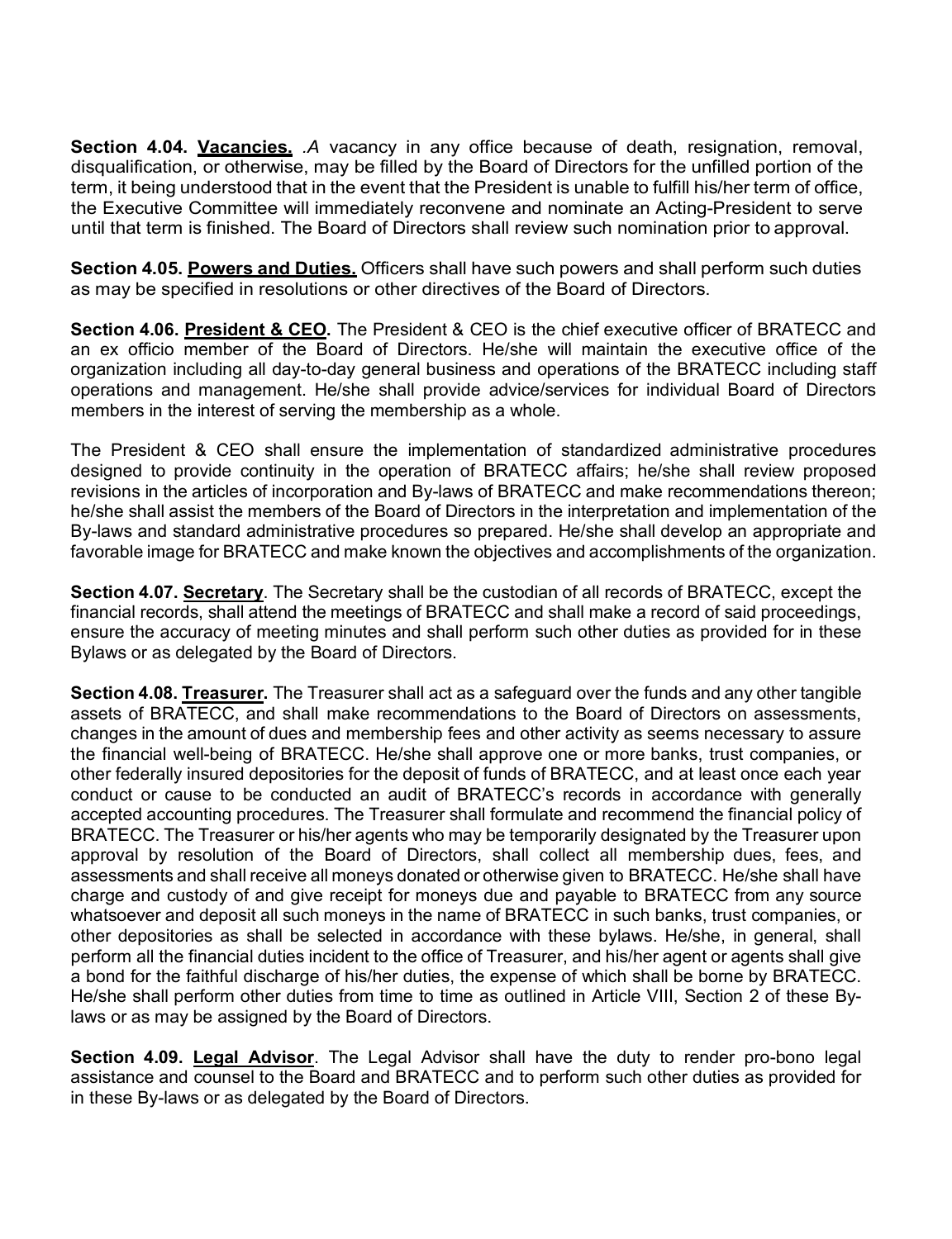**Section 4.04. Vacancies.** *.A* vacancy in any office because of death, resignation, removal, disqualification, or otherwise, may be filled by the Board of Directors for the unfilled portion of the term, it being understood that in the event that the President is unable to fulfill his/her term of office, the Executive Committee will immediately reconvene and nominate an Acting-President to serve until that term is finished. The Board of Directors shall review such nomination prior to approval.

**Section 4.05. Powers and Duties.** Officers shall have such powers and shall perform such duties as may be specified in resolutions or other directives of the Board of Directors.

**Section 4.06. President & CEO.** The President & CEO is the chief executive officer of BRATECC and an ex officio member of the Board of Directors. He/she will maintain the executive office of the organization including all day-to-day general business and operations of the BRATECC including staff operations and management. He/she shall provide advice/services for individual Board of Directors members in the interest of serving the membership as a whole.

The President & CEO shall ensure the implementation of standardized administrative procedures designed to provide continuity in the operation of BRATECC affairs; he/she shall review proposed revisions in the articles of incorporation and By-laws of BRATECC and make recommendations thereon; he/she shall assist the members of the Board of Directors in the interpretation and implementation of the By-laws and standard administrative procedures so prepared. He/she shall develop an appropriate and favorable image for BRATECC and make known the objectives and accomplishments of the organization.

**Section 4.07. Secretary**. The Secretary shall be the custodian of all records of BRATECC, except the financial records, shall attend the meetings of BRATECC and shall make a record of said proceedings, ensure the accuracy of meeting minutes and shall perform such other duties as provided for in these Bylaws or as delegated by the Board of Directors.

**Section 4.08. Treasurer.** The Treasurer shall act as a safeguard over the funds and any other tangible assets of BRATECC, and shall make recommendations to the Board of Directors on assessments, changes in the amount of dues and membership fees and other activity as seems necessary to assure the financial well-being of BRATECC. He/she shall approve one or more banks, trust companies, or other federally insured depositories for the deposit of funds of BRATECC, and at least once each year conduct or cause to be conducted an audit of BRATECC's records in accordance with generally accepted accounting procedures. The Treasurer shall formulate and recommend the financial policy of BRATECC. The Treasurer or his/her agents who may be temporarily designated by the Treasurer upon approval by resolution of the Board of Directors, shall collect all membership dues, fees, and assessments and shall receive all moneys donated or otherwise given to BRATECC. He/she shall have charge and custody of and give receipt for moneys due and payable to BRATECC from any source whatsoever and deposit all such moneys in the name of BRATECC in such banks, trust companies, or other depositories as shall be selected in accordance with these bylaws. He/she, in general, shall perform all the financial duties incident to the office of Treasurer, and his/her agent or agents shall give a bond for the faithful discharge of his/her duties, the expense of which shall be borne by BRATECC. He/she shall perform other duties from time to time as outlined in Article VIII, Section 2 of these By-laws or as may be assigned by the Board of Directors.

**Section 4.09. Legal Advisor**. The Legal Advisor shall have the duty to render pro-bono legal assistance and counsel to the Board and BRATECC and to perform such other duties as provided for in these By-laws or as delegated by the Board of Directors.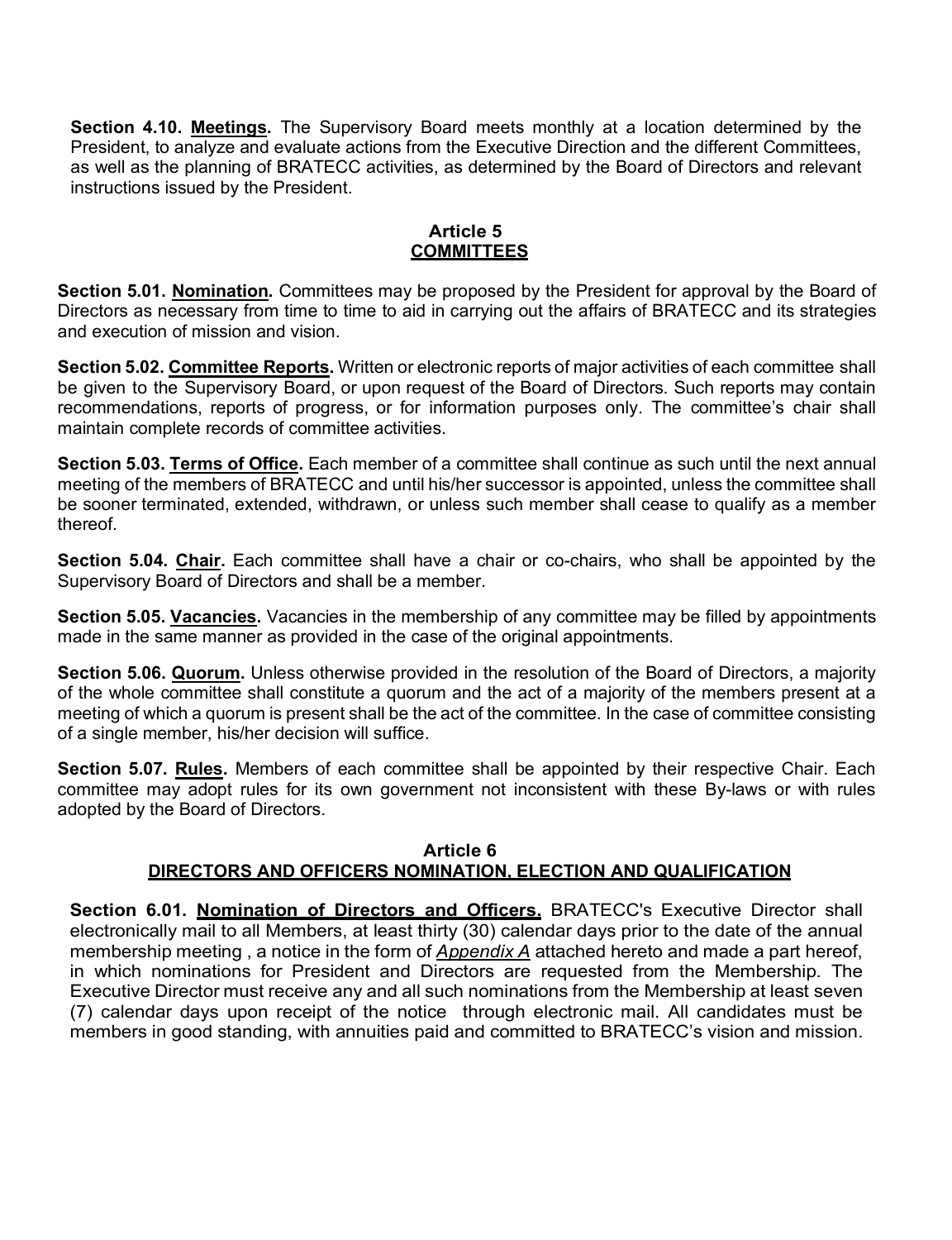**Section 4.10. Meetings.** The Supervisory Board meets monthly at a location determined by the President, to analyze and evaluate actions from the Executive Direction and the different Committees, as well as the planning of BRATECC activities, as determined by the Board of Directors and relevant instructions issued by the President.

## Article 5
## COMMITTEES

**Section 5.01. Nomination.** Committees may be proposed by the President for approval by the Board of Directors as necessary from time to time to aid in carrying out the affairs of BRATECC and its strategies and execution of mission and vision.

**Section 5.02. Committee Reports.** Written or electronic reports of major activities of each committee shall be given to the Supervisory Board, or upon request of the Board of Directors. Such reports may contain recommendations, reports of progress, or for information purposes only. The committee's chair shall maintain complete records of committee activities.

**Section 5.03. Terms of Office.** Each member of a committee shall continue as such until the next annual meeting of the members of BRATECC and until his/her successor is appointed, unless the committee shall be sooner terminated, extended, withdrawn, or unless such member shall cease to qualify as a member thereof.

**Section 5.04. Chair.** Each committee shall have a chair or co-chairs, who shall be appointed by the Supervisory Board of Directors and shall be a member.

**Section 5.05. Vacancies.** Vacancies in the membership of any committee may be filled by appointments made in the same manner as provided in the case of the original appointments.

**Section 5.06. Quorum.** Unless otherwise provided in the resolution of the Board of Directors, a majority of the whole committee shall constitute a quorum and the act of a majority of the members present at a meeting of which a quorum is present shall be the act of the committee. In the case of committee consisting of a single member, his/her decision will suffice.

**Section 5.07. Rules.** Members of each committee shall be appointed by their respective Chair. Each committee may adopt rules for its own government not inconsistent with these By-laws or with rules adopted by the Board of Directors.

## Article 6
## DIRECTORS AND OFFICERS NOMINATION, ELECTION AND QUALIFICATION

**Section 6.01. Nomination of Directors and Officers.** BRATECC's Executive Director shall electronically mail to all Members, at least thirty (30) calendar days prior to the date of the annual membership meeting , a notice in the form of *Appendix A* attached hereto and made a part hereof, in which nominations for President and Directors are requested from the Membership. The Executive Director must receive any and all such nominations from the Membership at least seven (7) calendar days upon receipt of the notice through electronic mail. All candidates must be members in good standing, with annuities paid and committed to BRATECC's vision and mission.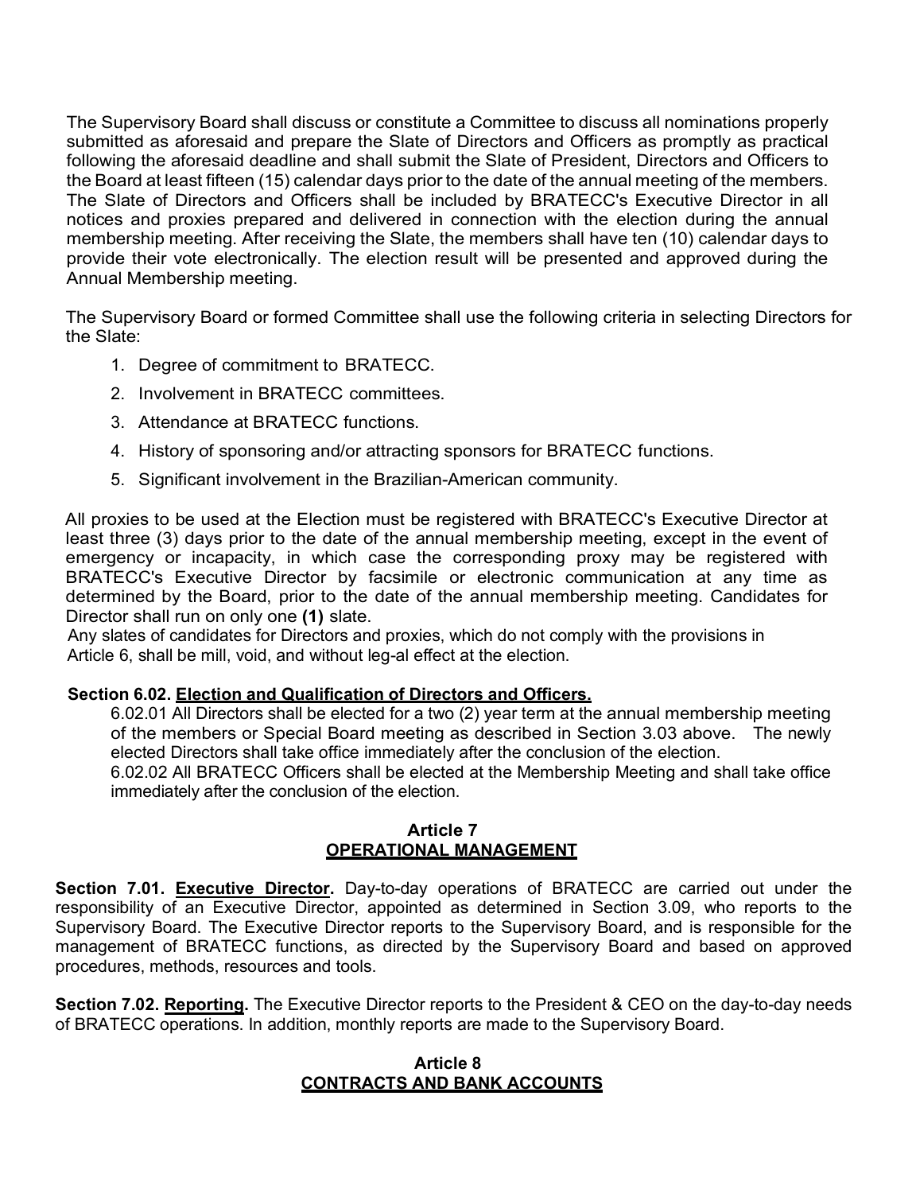The Supervisory Board shall discuss or constitute a Committee to discuss all nominations properly submitted as aforesaid and prepare the Slate of Directors and Officers as promptly as practical following the aforesaid deadline and shall submit the Slate of President, Directors and Officers to the Board at least fifteen (15) calendar days prior to the date of the annual meeting of the members. The Slate of Directors and Officers shall be included by BRATECC's Executive Director in all notices and proxies prepared and delivered in connection with the election during the annual membership meeting. After receiving the Slate, the members shall have ten (10) calendar days to provide their vote electronically. The election result will be presented and approved during the Annual Membership meeting.

The Supervisory Board or formed Committee shall use the following criteria in selecting Directors for the Slate:

1. Degree of commitment to BRATECC.
2. Involvement in BRATECC committees.
3. Attendance at BRATECC functions.
4. History of sponsoring and/or attracting sponsors for BRATECC functions.
5. Significant involvement in the Brazilian-American community.

All proxies to be used at the Election must be registered with BRATECC's Executive Director at least three (3) days prior to the date of the annual membership meeting, except in the event of emergency or incapacity, in which case the corresponding proxy may be registered with BRATECC's Executive Director by facsimile or electronic communication at any time as determined by the Board, prior to the date of the annual membership meeting. Candidates for Director shall run on only one **(1)** slate.

Any slates of candidates for Directors and proxies, which do not comply with the provisions in Article 6, shall be mill, void, and without leg-al effect at the election.

**Section 6.02. <u>Election and Qualification of Directors and Officers.</u>**

6.02.01 All Directors shall be elected for a two (2) year term at the annual membership meeting of the members or Special Board meeting as described in Section 3.03 above. The newly elected Directors shall take office immediately after the conclusion of the election.

6.02.02 All BRATECC Officers shall be elected at the Membership Meeting and shall take office immediately after the conclusion of the election.

## Article 7
## OPERATIONAL MANAGEMENT

**Section 7.01. <u>Executive Director</u>.** Day-to-day operations of BRATECC are carried out under the responsibility of an Executive Director, appointed as determined in Section 3.09, who reports to the Supervisory Board. The Executive Director reports to the Supervisory Board, and is responsible for the management of BRATECC functions, as directed by the Supervisory Board and based on approved procedures, methods, resources and tools.

**Section 7.02. <u>Reporting</u>.** The Executive Director reports to the President & CEO on the day-to-day needs of BRATECC operations. In addition, monthly reports are made to the Supervisory Board.

## Article 8
## CONTRACTS AND BANK ACCOUNTS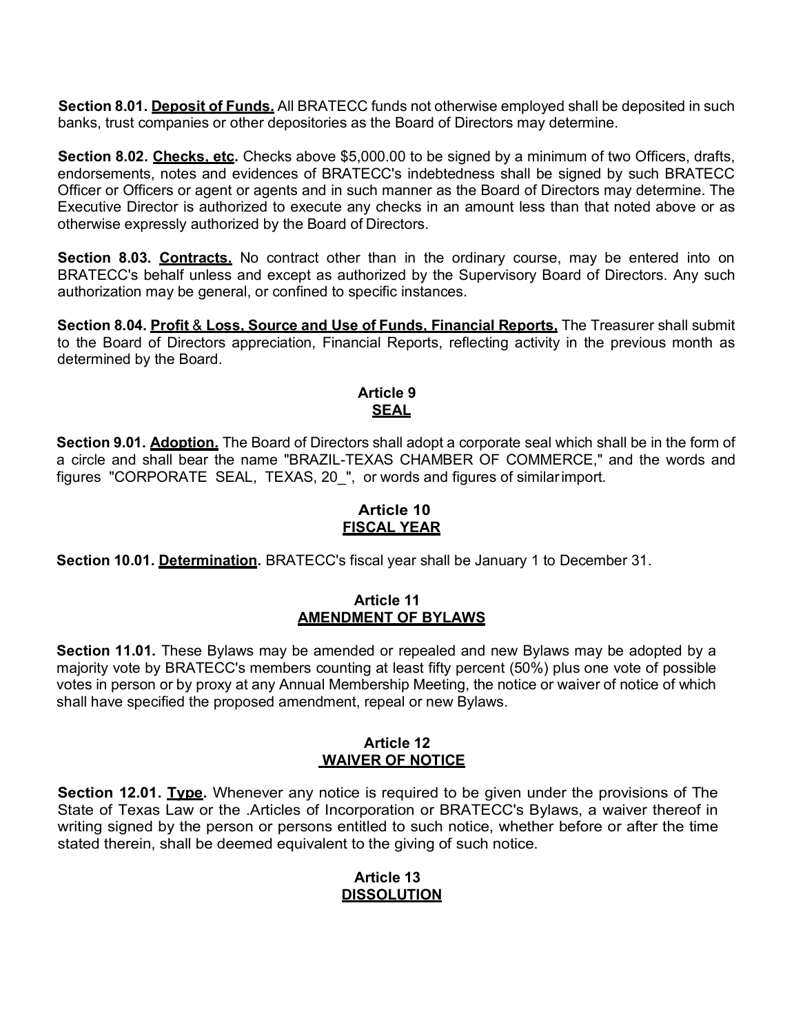**Section 8.01. Deposit of Funds.** All BRATECC funds not otherwise employed shall be deposited in such banks, trust companies or other depositories as the Board of Directors may determine.

**Section 8.02. Checks, etc.** Checks above $5,000.00 to be signed by a minimum of two Officers, drafts, endorsements, notes and evidences of BRATECC's indebtedness shall be signed by such BRATECC Officer or Officers or agent or agents and in such manner as the Board of Directors may determine. The Executive Director is authorized to execute any checks in an amount less than that noted above or as otherwise expressly authorized by the Board of Directors.

**Section 8.03. Contracts.** No contract other than in the ordinary course, may be entered into on BRATECC's behalf unless and except as authorized by the Supervisory Board of Directors. Any such authorization may be general, or confined to specific instances.

**Section 8.04. Profit & Loss, Source and Use of Funds, Financial Reports,** The Treasurer shall submit to the Board of Directors appreciation, Financial Reports, reflecting activity in the previous month as determined by the Board.

## Article 9
## SEAL

**Section 9.01. Adoption.** The Board of Directors shall adopt a corporate seal which shall be in the form of a circle and shall bear the name "BRAZIL-TEXAS CHAMBER OF COMMERCE," and the words and figures "CORPORATE SEAL, TEXAS, 20_", or words and figures of similar import.

## Article 10
## FISCAL YEAR

**Section 10.01. Determination.** BRATECC's fiscal year shall be January 1 to December 31.

## Article 11
## AMENDMENT OF BYLAWS

**Section 11.01.** These Bylaws may be amended or repealed and new Bylaws may be adopted by a majority vote by BRATECC's members counting at least fifty percent (50%) plus one vote of possible votes in person or by proxy at any Annual Membership Meeting, the notice or waiver of notice of which shall have specified the proposed amendment, repeal or new Bylaws.

## Article 12
## WAIVER OF NOTICE

**Section 12.01. Type.** Whenever any notice is required to be given under the provisions of The State of Texas Law or the .Articles of Incorporation or BRATECC's Bylaws, a waiver thereof in writing signed by the person or persons entitled to such notice, whether before or after the time stated therein, shall be deemed equivalent to the giving of such notice.

## Article 13
## DISSOLUTION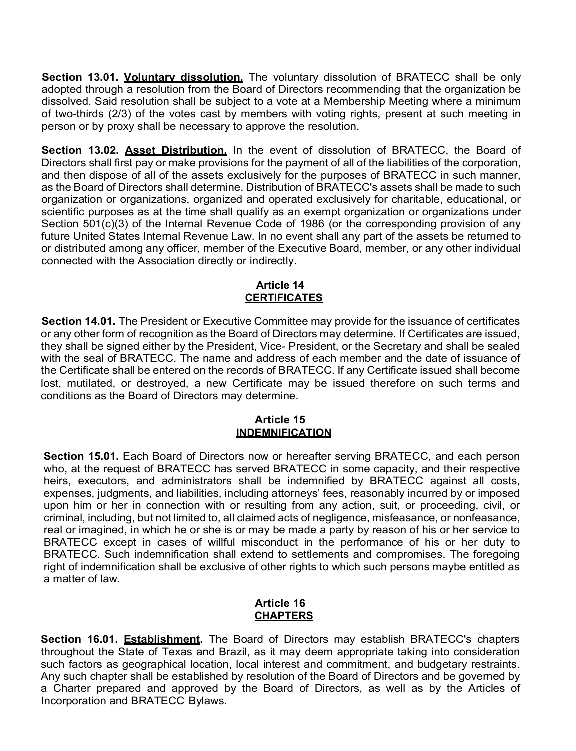**Section 13.01. Voluntary dissolution.** The voluntary dissolution of BRATECC shall be only adopted through a resolution from the Board of Directors recommending that the organization be dissolved. Said resolution shall be subject to a vote at a Membership Meeting where a minimum of two-thirds (2/3) of the votes cast by members with voting rights, present at such meeting in person or by proxy shall be necessary to approve the resolution.

**Section 13.02. Asset Distribution.** In the event of dissolution of BRATECC, the Board of Directors shall first pay or make provisions for the payment of all of the liabilities of the corporation, and then dispose of all of the assets exclusively for the purposes of BRATECC in such manner, as the Board of Directors shall determine. Distribution of BRATECC's assets shall be made to such organization or organizations, organized and operated exclusively for charitable, educational, or scientific purposes as at the time shall qualify as an exempt organization or organizations under Section 501(c)(3) of the Internal Revenue Code of 1986 (or the corresponding provision of any future United States Internal Revenue Law. In no event shall any part of the assets be returned to or distributed among any officer, member of the Executive Board, member, or any other individual connected with the Association directly or indirectly.

## Article 14
## CERTIFICATES

**Section 14.01.** The President or Executive Committee may provide for the issuance of certificates or any other form of recognition as the Board of Directors may determine. If Certificates are issued, they shall be signed either by the President, Vice- President, or the Secretary and shall be sealed with the seal of BRATECC. The name and address of each member and the date of issuance of the Certificate shall be entered on the records of BRATECC. If any Certificate issued shall become lost, mutilated, or destroyed, a new Certificate may be issued therefore on such terms and conditions as the Board of Directors may determine.

## Article 15
## INDEMNIFICATION

**Section 15.01.** Each Board of Directors now or hereafter serving BRATECC, and each person who, at the request of BRATECC has served BRATECC in some capacity, and their respective heirs, executors, and administrators shall be indemnified by BRATECC against all costs, expenses, judgments, and liabilities, including attorneys' fees, reasonably incurred by or imposed upon him or her in connection with or resulting from any action, suit, or proceeding, civil, or criminal, including, but not limited to, all claimed acts of negligence, misfeasance, or nonfeasance, real or imagined, in which he or she is or may be made a party by reason of his or her service to BRATECC except in cases of willful misconduct in the performance of his or her duty to BRATECC. Such indemnification shall extend to settlements and compromises. The foregoing right of indemnification shall be exclusive of other rights to which such persons maybe entitled as a matter of law.

## Article 16
## CHAPTERS

**Section 16.01. Establishment.** The Board of Directors may establish BRATECC's chapters throughout the State of Texas and Brazil, as it may deem appropriate taking into consideration such factors as geographical location, local interest and commitment, and budgetary restraints. Any such chapter shall be established by resolution of the Board of Directors and be governed by a Charter prepared and approved by the Board of Directors, as well as by the Articles of Incorporation and BRATECC Bylaws.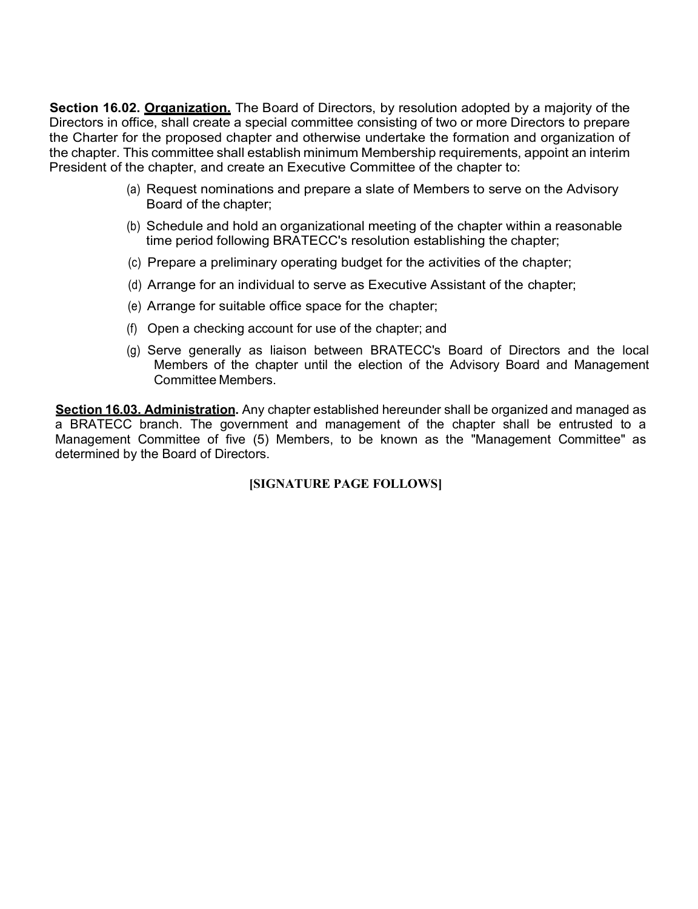**Section 16.02. Organization.** The Board of Directors, by resolution adopted by a majority of the Directors in office, shall create a special committee consisting of two or more Directors to prepare the Charter for the proposed chapter and otherwise undertake the formation and organization of the chapter. This committee shall establish minimum Membership requirements, appoint an interim President of the chapter, and create an Executive Committee of the chapter to:

(a) Request nominations and prepare a slate of Members to serve on the Advisory Board of the chapter;

(b) Schedule and hold an organizational meeting of the chapter within a reasonable time period following BRATECC's resolution establishing the chapter;

(c) Prepare a preliminary operating budget for the activities of the chapter;

(d) Arrange for an individual to serve as Executive Assistant of the chapter;

(e) Arrange for suitable office space for the chapter;

(f) Open a checking account for use of the chapter; and

(g) Serve generally as liaison between BRATECC's Board of Directors and the local Members of the chapter until the election of the Advisory Board and Management Committee Members.

**Section 16.03. Administration.** Any chapter established hereunder shall be organized and managed as a BRATECC branch. The government and management of the chapter shall be entrusted to a Management Committee of five (5) Members, to be known as the "Management Committee" as determined by the Board of Directors.

**[SIGNATURE PAGE FOLLOWS]**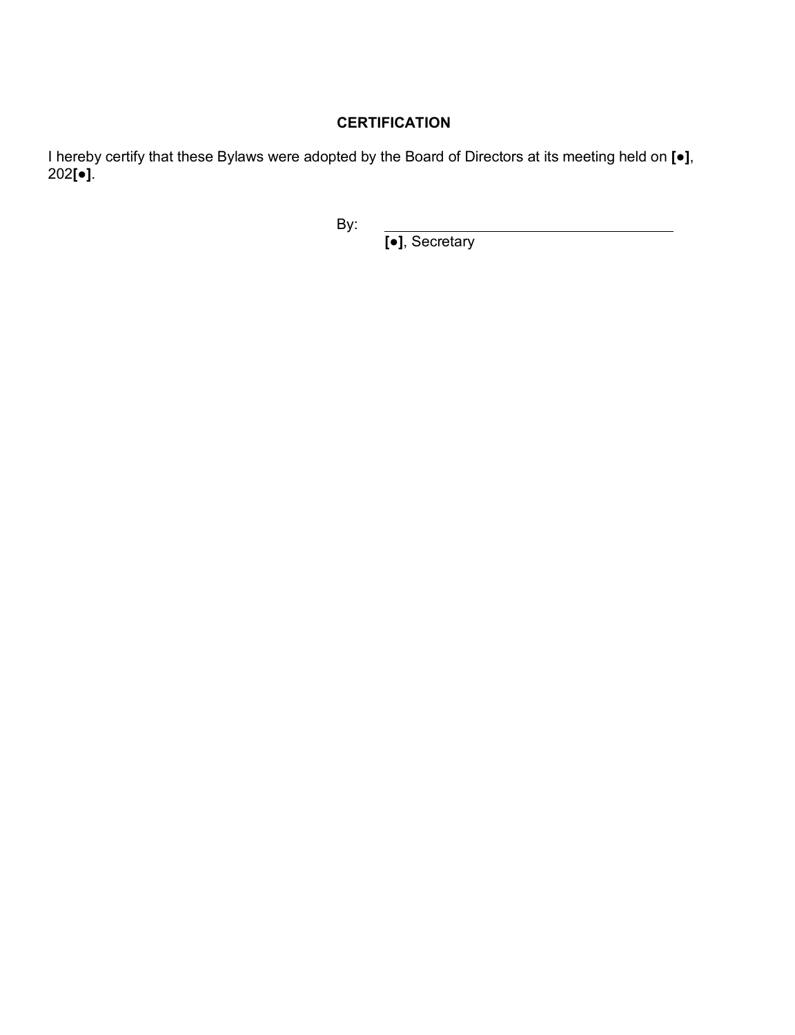## CERTIFICATION

I hereby certify that these Bylaws were adopted by the Board of Directors at its meeting held on **[●]**, 202**[●]**.

By: ___________________________________

**[●]**, Secretary